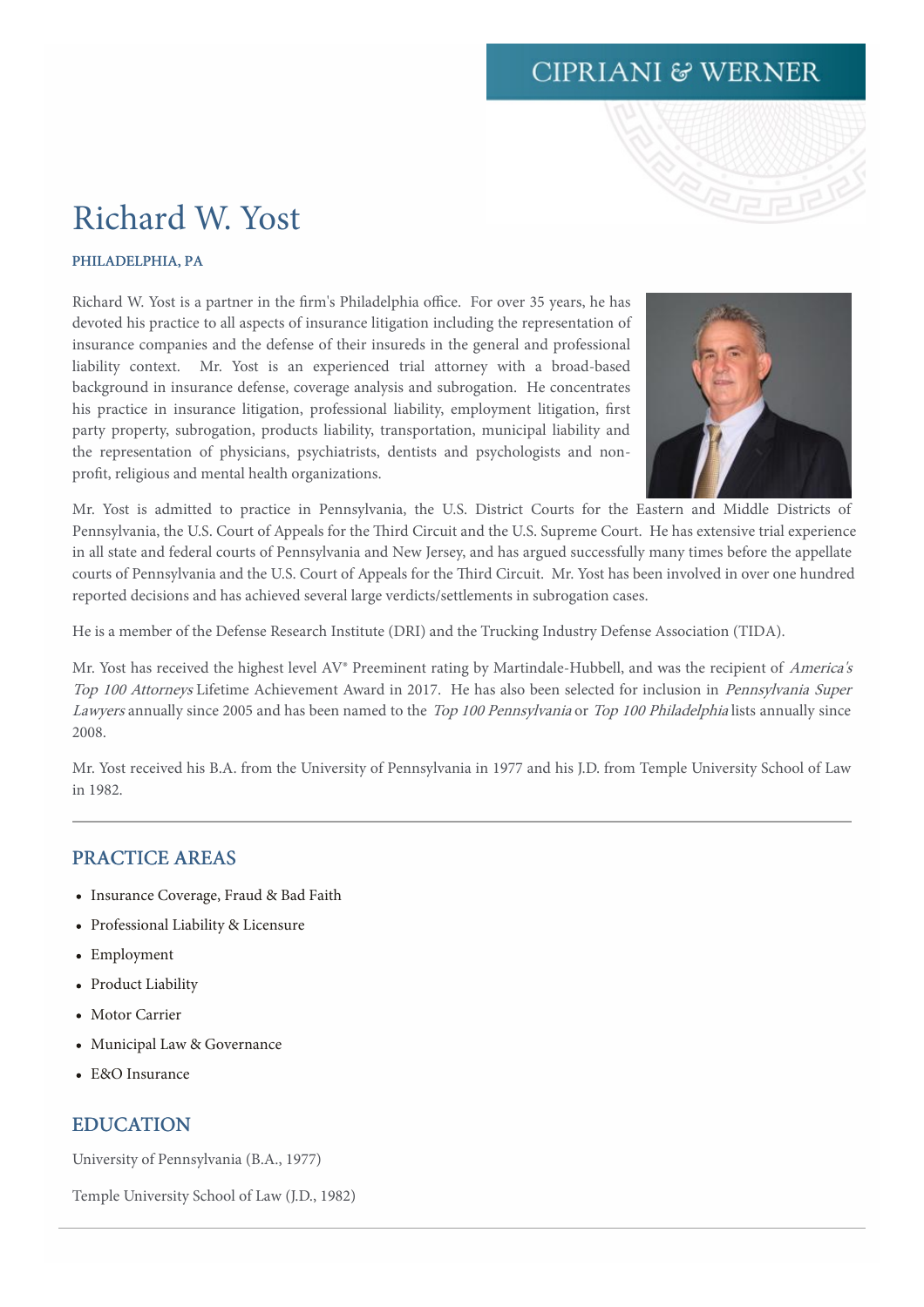CIPRIANI & WERNER

# Richard W. Yost

**PHILADELPHIA, PA**

Richard W. Yost is a partner in the firm's Philadelphia office. For over 35 years, he has devoted his practice to all aspects of insurance litigation including the representation of insurance companies and the defense of their insureds in the general and professional liability context. Mr. Yost is an experienced trial attorney with a broad-based background in insurance defense, coverage analysis and subrogation. He concentrates his practice in insurance litigation, professional liability, employment litigation, first party property, subrogation, products liability, transportation, municipal liability and the representation of physicians, psychiatrists, dentists and psychologists and non-profit, religious and mental health organizations.

Mr. Yost is admitted to practice in Pennsylvania, the U.S. District Courts for the Eastern and Middle Districts of Pennsylvania, the U.S. Court of Appeals for the Third Circuit and the U.S. Supreme Court. He has extensive trial experience in all state and federal courts of Pennsylvania and New Jersey, and has argued successfully many times before the appellate courts of Pennsylvania and the U.S. Court of Appeals for the Third Circuit. Mr. Yost has been involved in over one hundred reported decisions and has achieved several large verdicts/settlements in subrogation cases.

He is a member of the Defense Research Institute (DRI) and the Trucking Industry Defense Association (TIDA).

Mr. Yost has received the highest level AV® Preeminent rating by Martindale-Hubbell, and was the recipient of *America's Top 100 Attorneys* Lifetime Achievement Award in 2017. He has also been selected for inclusion in *Pennsylvania Super Lawyers* annually since 2005 and has been named to the *Top 100 Pennsylvania* or *Top 100 Philadelphia* lists annually since 2008.

Mr. Yost received his B.A. from the University of Pennsylvania in 1977 and his J.D. from Temple University School of Law in 1982.

## PRACTICE AREAS

- Insurance Coverage, Fraud & Bad Faith
- Professional Liability & Licensure
- Employment
- Product Liability
- Motor Carrier
- Municipal Law & Governance
- E&O Insurance

## EDUCATION

University of Pennsylvania (B.A., 1977)

Temple University School of Law (J.D., 1982)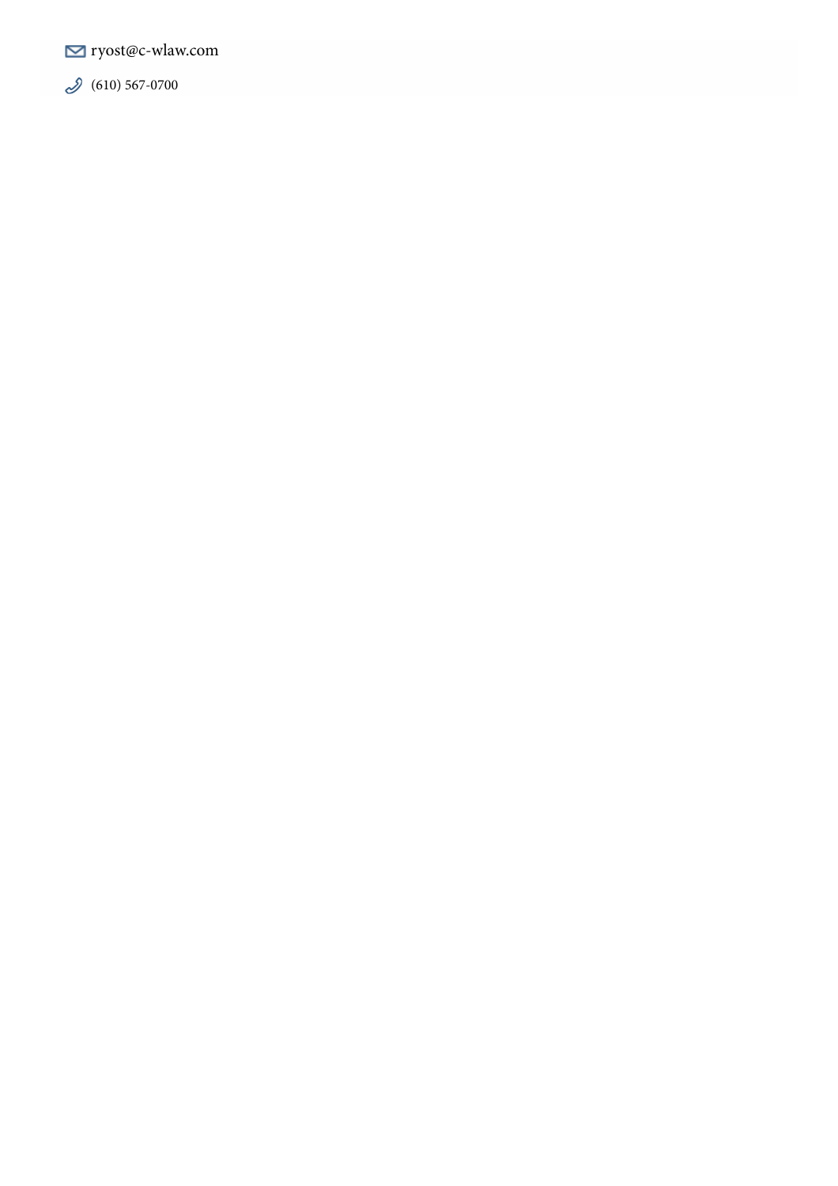ryost@c-wlaw.com

(610) 567-0700